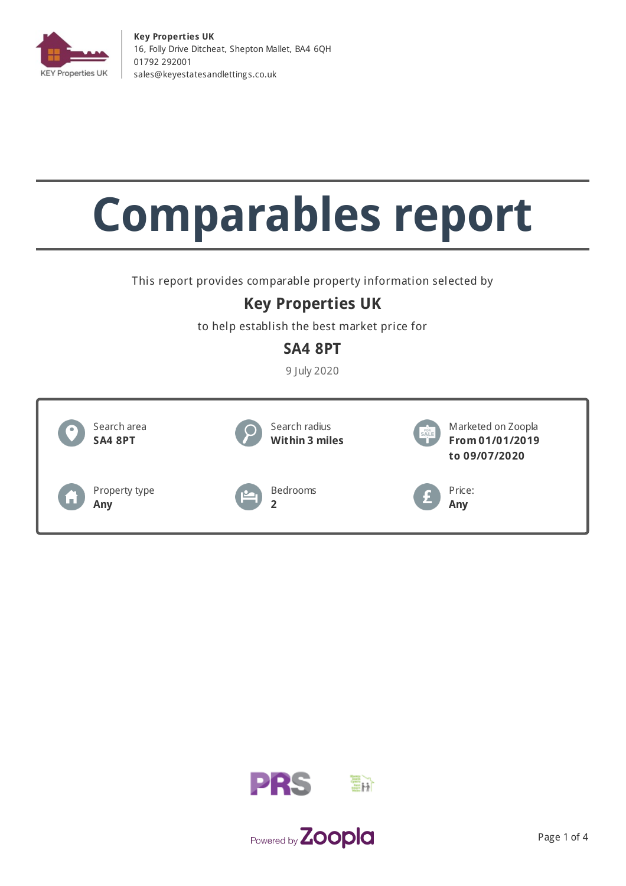**Key Properties UK**
16, Folly Drive Ditcheat, Shepton Mallet, BA4 6QH
01792 292001
sales@keyestatesandlettings.co.uk

# Comparables report

This report provides comparable property information selected by

## Key Properties UK

to help establish the best market price for

## SA4 8PT

9 July 2020

| | | |
|---|---|---|
| Search area **SA4 8PT** | Search radius **Within 3 miles** | Marketed on Zoopla **From 01/01/2019 to 09/07/2020** |
| Property type **Any** | Bedrooms **2** | Price: **Any** |

Powered by Zoopla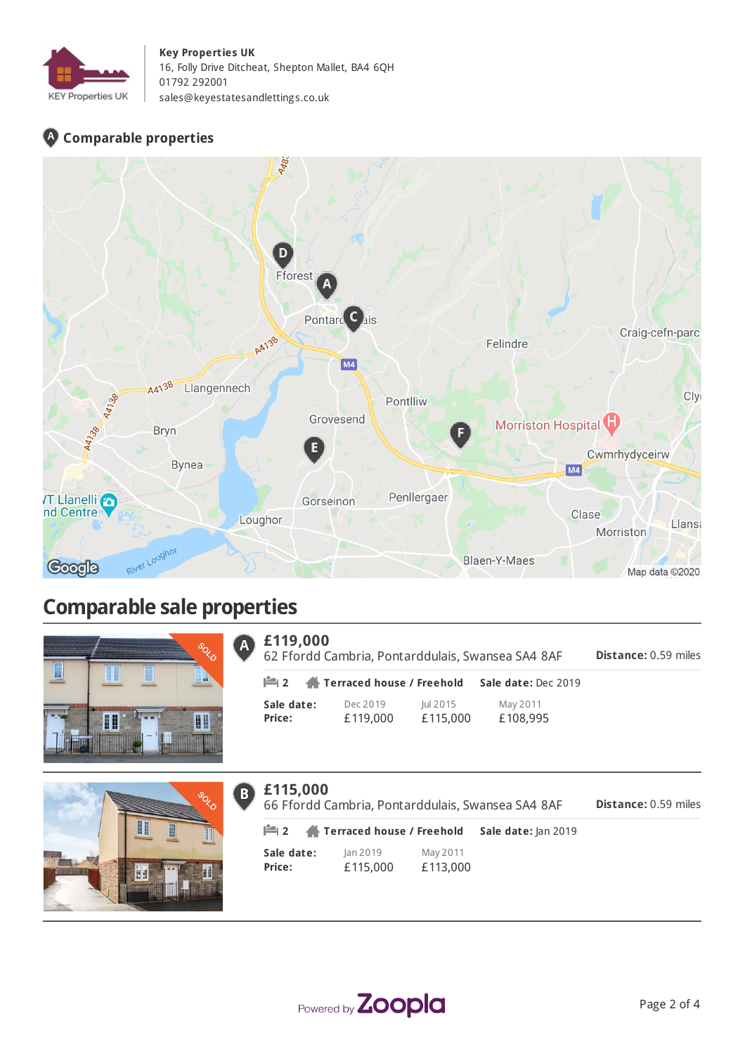**Key Properties UK**
16, Folly Drive Ditcheat, Shepton Mallet, BA4 6QH
01792 292001
sales@keyestatesandlettings.co.uk

### Comparable properties

## Comparable sale properties

**A**

**£119,000**
62 Ffordd Cambria, Pontarddulais, Swansea SA4 8AF

**Distance:** 0.59 miles

2 | **Terraced house / Freehold** | **Sale date:** Dec 2019

| **Sale date:** | Dec 2019 | Jul 2015 | May 2011 |
|---|---|---|---|
| **Price:** | £119,000 | £115,000 | £108,995 |

**B**

**£115,000**
66 Ffordd Cambria, Pontarddulais, Swansea SA4 8AF

**Distance:** 0.59 miles

2 | **Terraced house / Freehold** | **Sale date:** Jan 2019

| **Sale date:** | Jan 2019 | May 2011 |
|---|---|---|
| **Price:** | £115,000 | £113,000 |

Powered by Zoopla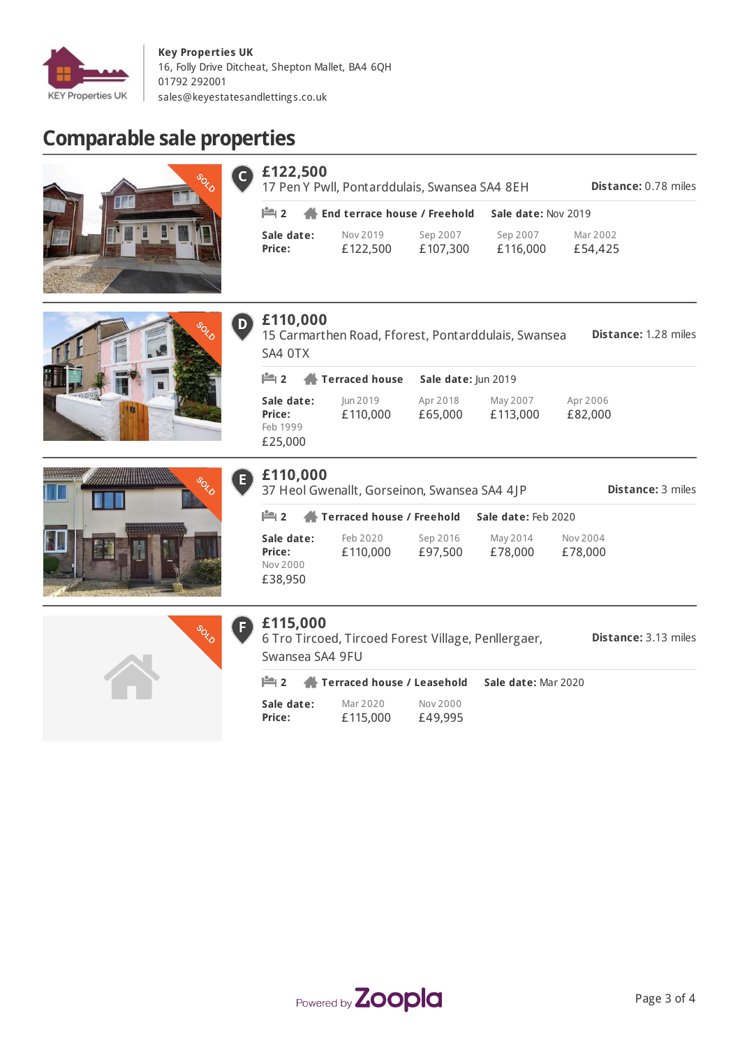**Key Properties UK**
16, Folly Drive Ditcheat, Shepton Mallet, BA4 6QH
01792 292001
sales@keyestatesandlettings.co.uk

# Comparable sale properties

## C

**£122,500**
17 Pen Y Pwll, Pontarddulais, Swansea SA4 8EH

**Distance:** 0.78 miles

2 | **End terrace house / Freehold** | **Sale date:** Nov 2019

| **Sale date:** | Nov 2019 | Sep 2007 | Sep 2007 | Mar 2002 |
|---|---|---|---|---|
| **Price:** | £122,500 | £107,300 | £116,000 | £54,425 |

## D

**£110,000**
15 Carmarthen Road, Fforest, Pontarddulais, Swansea SA4 0TX

**Distance:** 1.28 miles

2 | **Terraced house** | **Sale date:** Jun 2019

| **Sale date:** | Jun 2019 | Apr 2018 | May 2007 | Apr 2006 | Feb 1999 |
|---|---|---|---|---|---|
| **Price:** | £110,000 | £65,000 | £113,000 | £82,000 | £25,000 |

## E

**£110,000**
37 Heol Gwenallt, Gorseinon, Swansea SA4 4JP

**Distance:** 3 miles

2 | **Terraced house / Freehold** | **Sale date:** Feb 2020

| **Sale date:** | Feb 2020 | Sep 2016 | May 2014 | Nov 2004 | Nov 2000 |
|---|---|---|---|---|---|
| **Price:** | £110,000 | £97,500 | £78,000 | £78,000 | £38,950 |

## F

**£115,000**
6 Tro Tircoed, Tircoed Forest Village, Penllergaer, Swansea SA4 9FU

**Distance:** 3.13 miles

2 | **Terraced house / Leasehold** | **Sale date:** Mar 2020

| **Sale date:** | Mar 2020 | Nov 2000 |
|---|---|---|
| **Price:** | £115,000 | £49,995 |

Powered by Zoopla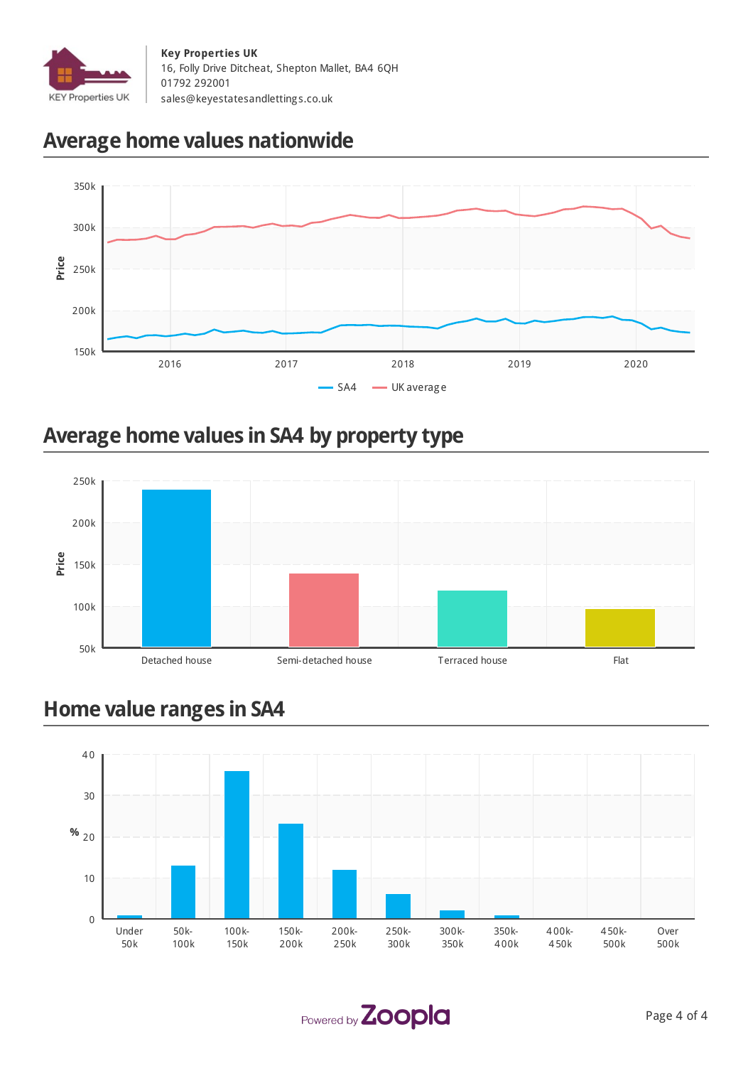**Key Properties UK**
16, Folly Drive Ditcheat, Shepton Mallet, BA4 6QH
01792 292001
sales@keyestatesandlettings.co.uk

## Average home values nationwide

350k
300k
250k
200k
150k

Price

2016
2017
2018
2019
2020

SA4
UK average

## Average home values in SA4 by property type

250k
200k
150k
100k
50k

Price

Detached house
Semi-detached house
Terraced house
Flat

## Home value ranges in SA4

40
30
20
10
0

%

Under 50k
50k-100k
100k-150k
150k-200k
200k-250k
250k-300k
300k-350k
350k-400k
400k-450k
450k-500k
Over 500k

Powered by Zoopla